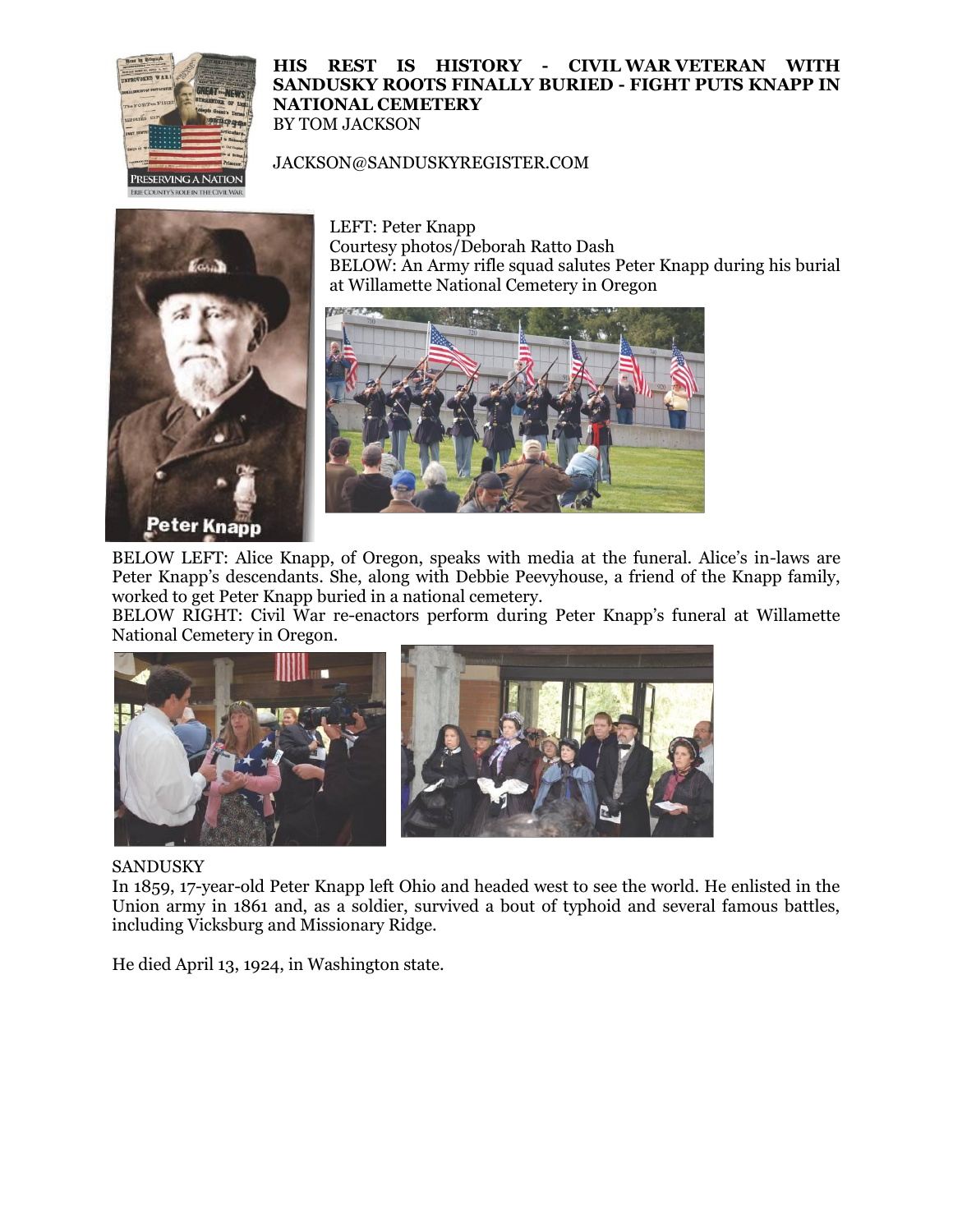# HIS REST IS HISTORY - CIVIL WAR VETERAN WITH SANDUSKY ROOTS FINALLY BURIED - FIGHT PUTS KNAPP IN NATIONAL CEMETERY

BY TOM JACKSON

JACKSON@SANDUSKYREGISTER.COM

LEFT: Peter Knapp
Courtesy photos/Deborah Ratto Dash
BELOW: An Army rifle squad salutes Peter Knapp during his burial at Willamette National Cemetery in Oregon

BELOW LEFT: Alice Knapp, of Oregon, speaks with media at the funeral. Alice's in-laws are Peter Knapp's descendants. She, along with Debbie Peevyhouse, a friend of the Knapp family, worked to get Peter Knapp buried in a national cemetery.
BELOW RIGHT: Civil War re-enactors perform during Peter Knapp's funeral at Willamette National Cemetery in Oregon.

SANDUSKY
In 1859, 17-year-old Peter Knapp left Ohio and headed west to see the world. He enlisted in the Union army in 1861 and, as a soldier, survived a bout of typhoid and several famous battles, including Vicksburg and Missionary Ridge.

He died April 13, 1924, in Washington state.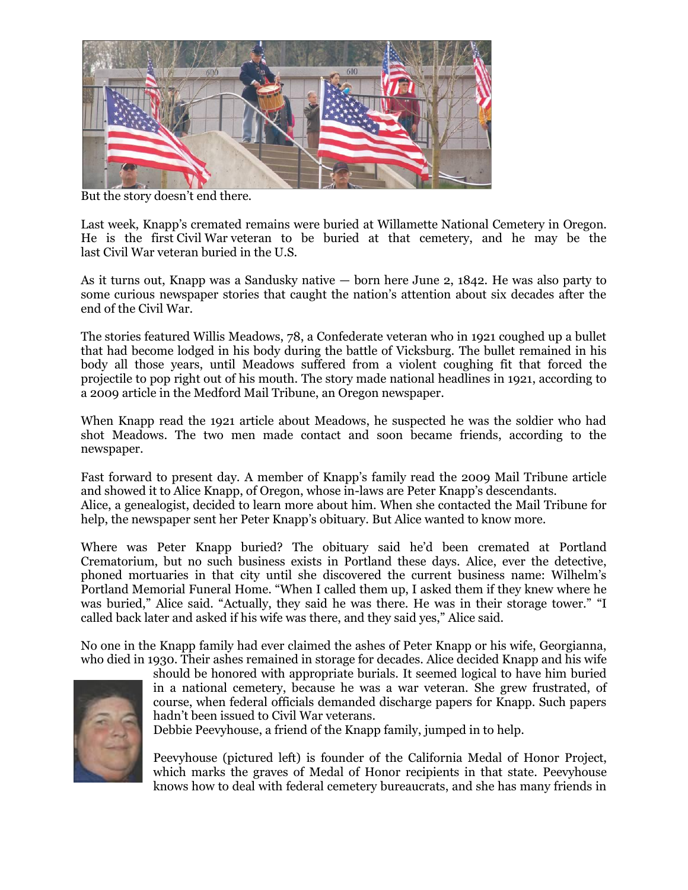But the story doesn't end there.

Last week, Knapp's cremated remains were buried at Willamette National Cemetery in Oregon. He is the first Civil War veteran to be buried at that cemetery, and he may be the last Civil War veteran buried in the U.S.

As it turns out, Knapp was a Sandusky native — born here June 2, 1842. He was also party to some curious newspaper stories that caught the nation's attention about six decades after the end of the Civil War.

The stories featured Willis Meadows, 78, a Confederate veteran who in 1921 coughed up a bullet that had become lodged in his body during the battle of Vicksburg. The bullet remained in his body all those years, until Meadows suffered from a violent coughing fit that forced the projectile to pop right out of his mouth. The story made national headlines in 1921, according to a 2009 article in the Medford Mail Tribune, an Oregon newspaper.

When Knapp read the 1921 article about Meadows, he suspected he was the soldier who had shot Meadows. The two men made contact and soon became friends, according to the newspaper.

Fast forward to present day. A member of Knapp's family read the 2009 Mail Tribune article and showed it to Alice Knapp, of Oregon, whose in-laws are Peter Knapp's descendants. Alice, a genealogist, decided to learn more about him. When she contacted the Mail Tribune for help, the newspaper sent her Peter Knapp's obituary. But Alice wanted to know more.

Where was Peter Knapp buried? The obituary said he'd been cremated at Portland Crematorium, but no such business exists in Portland these days. Alice, ever the detective, phoned mortuaries in that city until she discovered the current business name: Wilhelm's Portland Memorial Funeral Home. "When I called them up, I asked them if they knew where he was buried," Alice said. "Actually, they said he was there. He was in their storage tower." "I called back later and asked if his wife was there, and they said yes," Alice said.

No one in the Knapp family had ever claimed the ashes of Peter Knapp or his wife, Georgianna, who died in 1930. Their ashes remained in storage for decades. Alice decided Knapp and his wife should be honored with appropriate burials. It seemed logical to have him buried in a national cemetery, because he was a war veteran. She grew frustrated, of course, when federal officials demanded discharge papers for Knapp. Such papers hadn't been issued to Civil War veterans.

Debbie Peevyhouse, a friend of the Knapp family, jumped in to help.

Peevyhouse (pictured left) is founder of the California Medal of Honor Project, which marks the graves of Medal of Honor recipients in that state. Peevyhouse knows how to deal with federal cemetery bureaucrats, and she has many friends in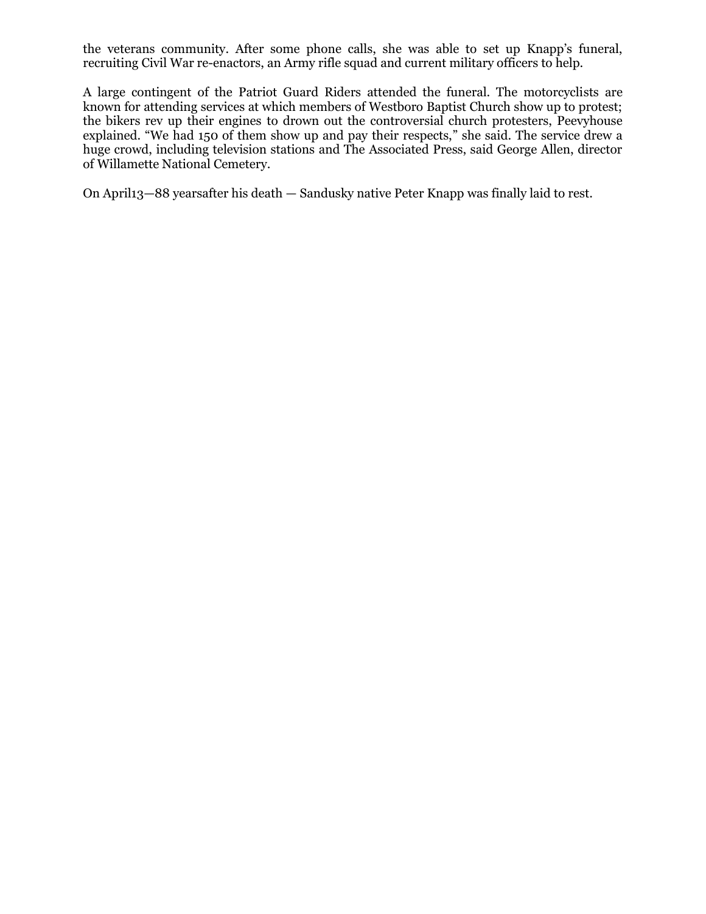the veterans community. After some phone calls, she was able to set up Knapp's funeral, recruiting Civil War re-enactors, an Army rifle squad and current military officers to help.

A large contingent of the Patriot Guard Riders attended the funeral. The motorcyclists are known for attending services at which members of Westboro Baptist Church show up to protest; the bikers rev up their engines to drown out the controversial church protesters, Peevyhouse explained. "We had 150 of them show up and pay their respects," she said. The service drew a huge crowd, including television stations and The Associated Press, said George Allen, director of Willamette National Cemetery.

On April13—88 yearsafter his death — Sandusky native Peter Knapp was finally laid to rest.